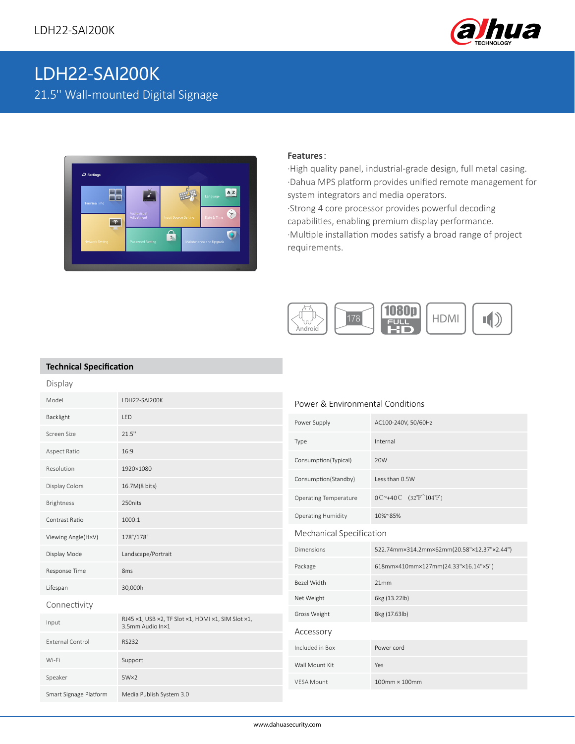# LDH22-SAI200K

## 21.5'' Wall-mounted Digital Signage

**Features:**

·High quality panel, industrial-grade design, full metal casing.
·Dahua MPS platform provides unified remote management for system integrators and media operators.
·Strong 4 core processor provides powerful decoding capabilities, enabling premium display performance.
·Multiple installation modes satisfy a broad range of project requirements.

Android | 178 | 1080p FULL HD | HDMI

## Technical Specification

### Display

| | |
|---|---|
| Model | LDH22-SAI200K |
| Backlight | LED |
| Screen Size | 21.5'' |
| Aspect Ratio | 16:9 |
| Resolution | 1920×1080 |
| Display Colors | 16.7M(8 bits) |
| Brightness | 250nits |
| Contrast Ratio | 1000:1 |
| Viewing Angle(H×V) | 178°/178° |
| Display Mode | Landscape/Portrait |
| Response Time | 8ms |
| Lifespan | 30,000h |

### Connectivity

| | |
|---|---|
| Input | RJ45 ×1, USB ×2, TF Slot ×1, HDMI ×1, SIM Slot ×1, 3.5mm Audio In×1 |
| External Control | RS232 |
| Wi-Fi | Support |
| Speaker | 5W×2 |
| Smart Signage Platform | Media Publish System 3.0 |

### Power & Environmental Conditions

| | |
|---|---|
| Power Supply | AC100-240V, 50/60Hz |
| Type | Internal |
| Consumption(Typical) | 20W |
| Consumption(Standby) | Less than 0.5W |
| Operating Temperature | 0℃~+40℃ (32℉~104℉) |
| Operating Humidity | 10%~85% |

### Mechanical Specification

| | |
|---|---|
| Dimensions | 522.74mm×314.2mm×62mm(20.58"×12.37"×2.44") |
| Package | 618mm×410mm×127mm(24.33"×16.14"×5") |
| Bezel Width | 21mm |
| Net Weight | 6kg (13.22lb) |
| Gross Weight | 8kg (17.63lb) |

### Accessory

| | |
|---|---|
| Included in Box | Power cord |
| Wall Mount Kit | Yes |
| VESA Mount | 100mm × 100mm |

www.dahuasecurity.com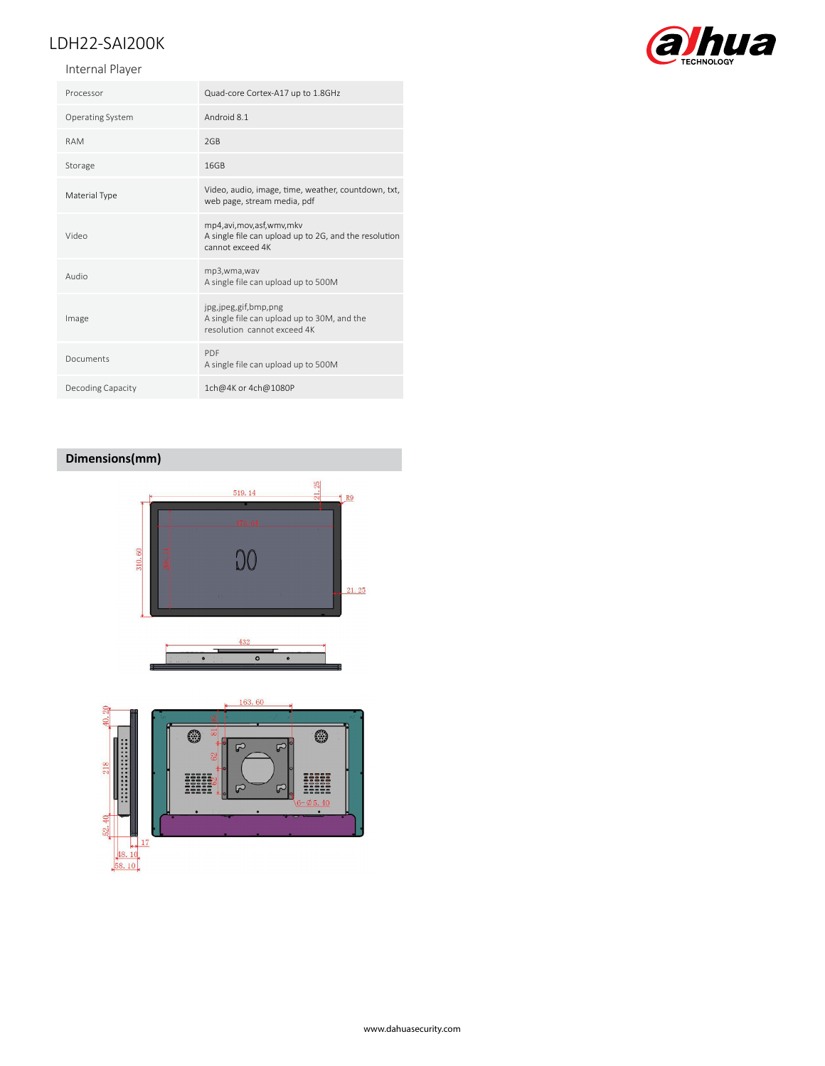# LDH22-SAI200K

## Internal Player

| | |
|---|---|
| Processor | Quad-core Cortex-A17 up to 1.8GHz |
| Operating System | Android 8.1 |
| RAM | 2GB |
| Storage | 16GB |
| Material Type | Video, audio, image, time, weather, countdown, txt, web page, stream media, pdf |
| Video | mp4,avi,mov,asf,wmv,mkv<br>A single file can upload up to 2G, and the resolution cannot exceed 4K |
| Audio | mp3,wma,wav<br>A single file can upload up to 500M |
| Image | jpg,jpeg,gif,bmp,png<br>A single file can upload up to 30M, and the resolution cannot exceed 4K |
| Documents | PDF<br>A single file can upload up to 500M |
| Decoding Capacity | 1ch@4K or 4ch@1080P |

## Dimensions(mm)

519.14
21.25
R9
310.60
21.25
432
163.60
40.20
218
52.40
17
48.10
58.10
6-Ø5.40

www.dahuasecurity.com